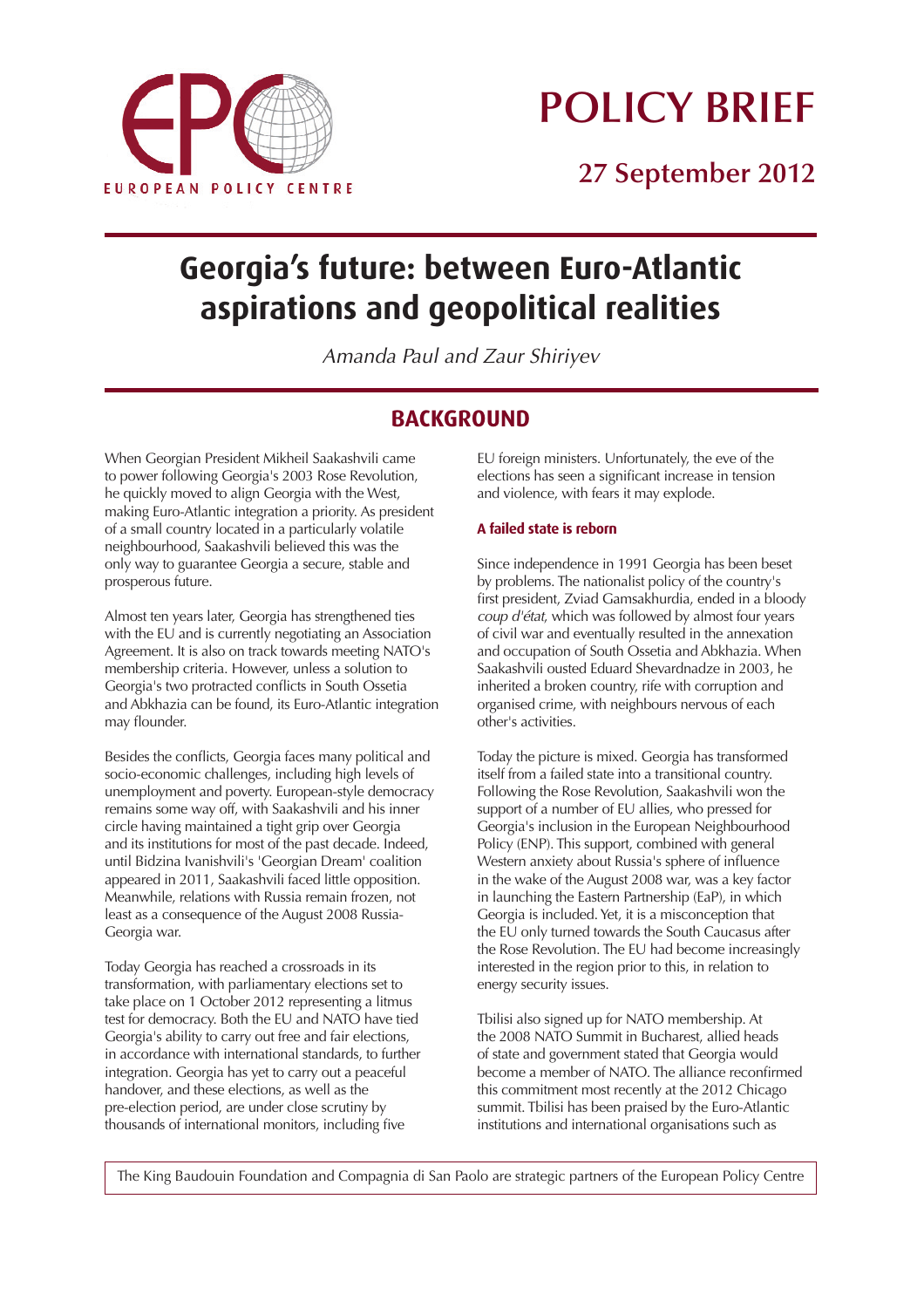EUROPEAN POLICY CENTRE

# POLICY BRIEF

## 27 September 2012

# Georgia's future: between Euro-Atlantic aspirations and geopolitical realities

*Amanda Paul and Zaur Shiriyev*

## BACKGROUND

When Georgian President Mikheil Saakashvili came to power following Georgia's 2003 Rose Revolution, he quickly moved to align Georgia with the West, making Euro-Atlantic integration a priority. As president of a small country located in a particularly volatile neighbourhood, Saakashvili believed this was the only way to guarantee Georgia a secure, stable and prosperous future.

Almost ten years later, Georgia has strengthened ties with the EU and is currently negotiating an Association Agreement. It is also on track towards meeting NATO's membership criteria. However, unless a solution to Georgia's two protracted conflicts in South Ossetia and Abkhazia can be found, its Euro-Atlantic integration may flounder.

Besides the conflicts, Georgia faces many political and socio-economic challenges, including high levels of unemployment and poverty. European-style democracy remains some way off, with Saakashvili and his inner circle having maintained a tight grip over Georgia and its institutions for most of the past decade. Indeed, until Bidzina Ivanishvili's 'Georgian Dream' coalition appeared in 2011, Saakashvili faced little opposition. Meanwhile, relations with Russia remain frozen, not least as a consequence of the August 2008 Russia-Georgia war.

Today Georgia has reached a crossroads in its transformation, with parliamentary elections set to take place on 1 October 2012 representing a litmus test for democracy. Both the EU and NATO have tied Georgia's ability to carry out free and fair elections, in accordance with international standards, to further integration. Georgia has yet to carry out a peaceful handover, and these elections, as well as the pre-election period, are under close scrutiny by thousands of international monitors, including five EU foreign ministers. Unfortunately, the eve of the elections has seen a significant increase in tension and violence, with fears it may explode.

### A failed state is reborn

Since independence in 1991 Georgia has been beset by problems. The nationalist policy of the country's first president, Zviad Gamsakhurdia, ended in a bloody *coup d'état*, which was followed by almost four years of civil war and eventually resulted in the annexation and occupation of South Ossetia and Abkhazia. When Saakashvili ousted Eduard Shevardnadze in 2003, he inherited a broken country, rife with corruption and organised crime, with neighbours nervous of each other's activities.

Today the picture is mixed. Georgia has transformed itself from a failed state into a transitional country. Following the Rose Revolution, Saakashvili won the support of a number of EU allies, who pressed for Georgia's inclusion in the European Neighbourhood Policy (ENP). This support, combined with general Western anxiety about Russia's sphere of influence in the wake of the August 2008 war, was a key factor in launching the Eastern Partnership (EaP), in which Georgia is included. Yet, it is a misconception that the EU only turned towards the South Caucasus after the Rose Revolution. The EU had become increasingly interested in the region prior to this, in relation to energy security issues.

Tbilisi also signed up for NATO membership. At the 2008 NATO Summit in Bucharest, allied heads of state and government stated that Georgia would become a member of NATO. The alliance reconfirmed this commitment most recently at the 2012 Chicago summit. Tbilisi has been praised by the Euro-Atlantic institutions and international organisations such as

The King Baudouin Foundation and Compagnia di San Paolo are strategic partners of the European Policy Centre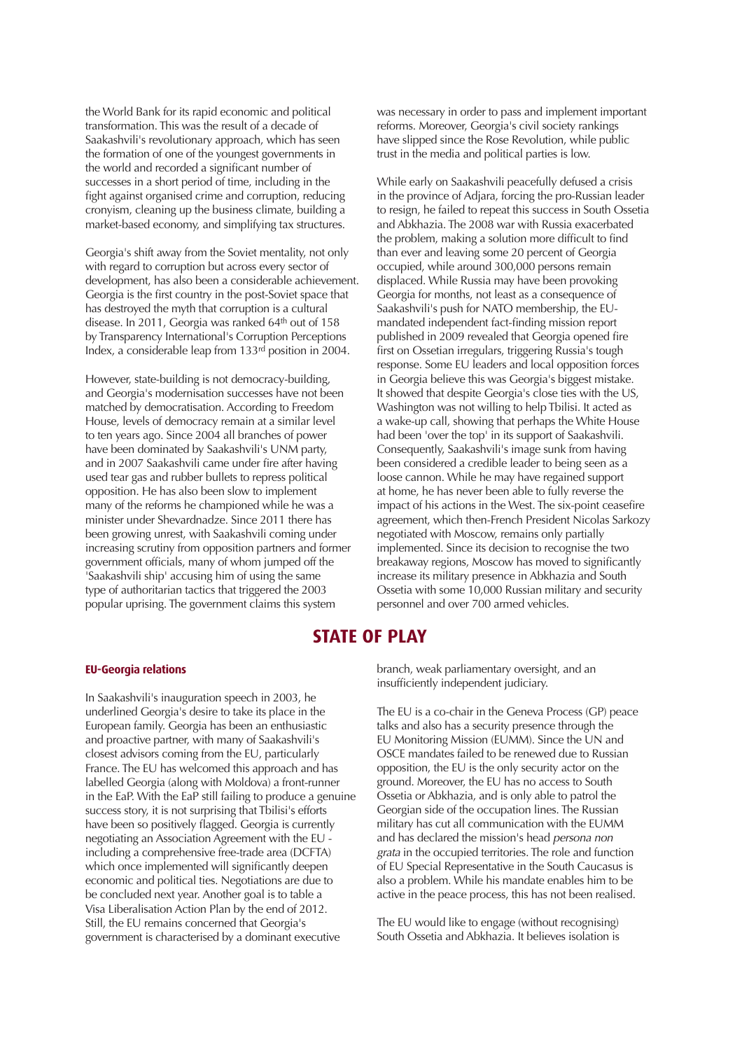the World Bank for its rapid economic and political transformation. This was the result of a decade of Saakashvili's revolutionary approach, which has seen the formation of one of the youngest governments in the world and recorded a significant number of successes in a short period of time, including in the fight against organised crime and corruption, reducing cronyism, cleaning up the business climate, building a market-based economy, and simplifying tax structures.

Georgia's shift away from the Soviet mentality, not only with regard to corruption but across every sector of development, has also been a considerable achievement. Georgia is the first country in the post-Soviet space that has destroyed the myth that corruption is a cultural disease. In 2011, Georgia was ranked 64th out of 158 by Transparency International's Corruption Perceptions Index, a considerable leap from 133rd position in 2004.

However, state-building is not democracy-building, and Georgia's modernisation successes have not been matched by democratisation. According to Freedom House, levels of democracy remain at a similar level to ten years ago. Since 2004 all branches of power have been dominated by Saakashvili's UNM party, and in 2007 Saakashvili came under fire after having used tear gas and rubber bullets to repress political opposition. He has also been slow to implement many of the reforms he championed while he was a minister under Shevardnadze. Since 2011 there has been growing unrest, with Saakashvili coming under increasing scrutiny from opposition partners and former government officials, many of whom jumped off the 'Saakashvili ship' accusing him of using the same type of authoritarian tactics that triggered the 2003 popular uprising. The government claims this system was necessary in order to pass and implement important reforms. Moreover, Georgia's civil society rankings have slipped since the Rose Revolution, while public trust in the media and political parties is low.

While early on Saakashvili peacefully defused a crisis in the province of Adjara, forcing the pro-Russian leader to resign, he failed to repeat this success in South Ossetia and Abkhazia. The 2008 war with Russia exacerbated the problem, making a solution more difficult to find than ever and leaving some 20 percent of Georgia occupied, while around 300,000 persons remain displaced. While Russia may have been provoking Georgia for months, not least as a consequence of Saakashvili's push for NATO membership, the EU-mandated independent fact-finding mission report published in 2009 revealed that Georgia opened fire first on Ossetian irregulars, triggering Russia's tough response. Some EU leaders and local opposition forces in Georgia believe this was Georgia's biggest mistake. It showed that despite Georgia's close ties with the US, Washington was not willing to help Tbilisi. It acted as a wake-up call, showing that perhaps the White House had been 'over the top' in its support of Saakashvili. Consequently, Saakashvili's image sunk from having been considered a credible leader to being seen as a loose cannon. While he may have regained support at home, he has never been able to fully reverse the impact of his actions in the West. The six-point ceasefire agreement, which then-French President Nicolas Sarkozy negotiated with Moscow, remains only partially implemented. Since its decision to recognise the two breakaway regions, Moscow has moved to significantly increase its military presence in Abkhazia and South Ossetia with some 10,000 Russian military and security personnel and over 700 armed vehicles.

## STATE OF PLAY

### EU-Georgia relations

In Saakashvili's inauguration speech in 2003, he underlined Georgia's desire to take its place in the European family. Georgia has been an enthusiastic and proactive partner, with many of Saakashvili's closest advisors coming from the EU, particularly France. The EU has welcomed this approach and has labelled Georgia (along with Moldova) a front-runner in the EaP. With the EaP still failing to produce a genuine success story, it is not surprising that Tbilisi's efforts have been so positively flagged. Georgia is currently negotiating an Association Agreement with the EU - including a comprehensive free-trade area (DCFTA) which once implemented will significantly deepen economic and political ties. Negotiations are due to be concluded next year. Another goal is to table a Visa Liberalisation Action Plan by the end of 2012. Still, the EU remains concerned that Georgia's government is characterised by a dominant executive branch, weak parliamentary oversight, and an insufficiently independent judiciary.

The EU is a co-chair in the Geneva Process (GP) peace talks and also has a security presence through the EU Monitoring Mission (EUMM). Since the UN and OSCE mandates failed to be renewed due to Russian opposition, the EU is the only security actor on the ground. Moreover, the EU has no access to South Ossetia or Abkhazia, and is only able to patrol the Georgian side of the occupation lines. The Russian military has cut all communication with the EUMM and has declared the mission's head *persona non grata* in the occupied territories. The role and function of EU Special Representative in the South Caucasus is also a problem. While his mandate enables him to be active in the peace process, this has not been realised.

The EU would like to engage (without recognising) South Ossetia and Abkhazia. It believes isolation is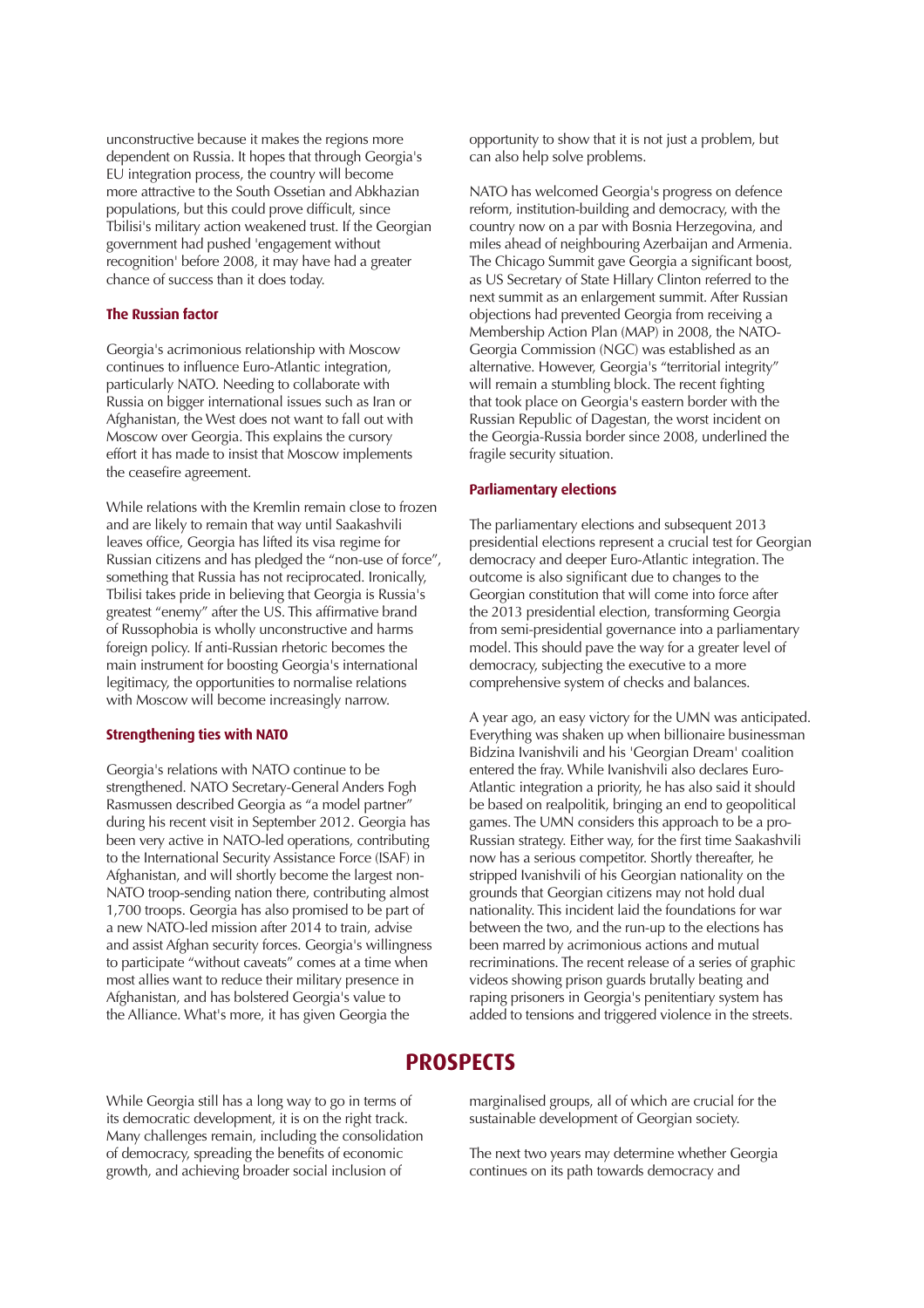unconstructive because it makes the regions more dependent on Russia. It hopes that through Georgia's EU integration process, the country will become more attractive to the South Ossetian and Abkhazian populations, but this could prove difficult, since Tbilisi's military action weakened trust. If the Georgian government had pushed 'engagement without recognition' before 2008, it may have had a greater chance of success than it does today.

### The Russian factor

Georgia's acrimonious relationship with Moscow continues to influence Euro-Atlantic integration, particularly NATO. Needing to collaborate with Russia on bigger international issues such as Iran or Afghanistan, the West does not want to fall out with Moscow over Georgia. This explains the cursory effort it has made to insist that Moscow implements the ceasefire agreement.

While relations with the Kremlin remain close to frozen and are likely to remain that way until Saakashvili leaves office, Georgia has lifted its visa regime for Russian citizens and has pledged the "non-use of force", something that Russia has not reciprocated. Ironically, Tbilisi takes pride in believing that Georgia is Russia's greatest "enemy" after the US. This affirmative brand of Russophobia is wholly unconstructive and harms foreign policy. If anti-Russian rhetoric becomes the main instrument for boosting Georgia's international legitimacy, the opportunities to normalise relations with Moscow will become increasingly narrow.

### Strengthening ties with NATO

Georgia's relations with NATO continue to be strengthened. NATO Secretary-General Anders Fogh Rasmussen described Georgia as "a model partner" during his recent visit in September 2012. Georgia has been very active in NATO-led operations, contributing to the International Security Assistance Force (ISAF) in Afghanistan, and will shortly become the largest non-NATO troop-sending nation there, contributing almost 1,700 troops. Georgia has also promised to be part of a new NATO-led mission after 2014 to train, advise and assist Afghan security forces. Georgia's willingness to participate "without caveats" comes at a time when most allies want to reduce their military presence in Afghanistan, and has bolstered Georgia's value to the Alliance. What's more, it has given Georgia the opportunity to show that it is not just a problem, but can also help solve problems.

NATO has welcomed Georgia's progress on defence reform, institution-building and democracy, with the country now on a par with Bosnia Herzegovina, and miles ahead of neighbouring Azerbaijan and Armenia. The Chicago Summit gave Georgia a significant boost, as US Secretary of State Hillary Clinton referred to the next summit as an enlargement summit. After Russian objections had prevented Georgia from receiving a Membership Action Plan (MAP) in 2008, the NATO-Georgia Commission (NGC) was established as an alternative. However, Georgia's "territorial integrity" will remain a stumbling block. The recent fighting that took place on Georgia's eastern border with the Russian Republic of Dagestan, the worst incident on the Georgia-Russia border since 2008, underlined the fragile security situation.

### Parliamentary elections

The parliamentary elections and subsequent 2013 presidential elections represent a crucial test for Georgian democracy and deeper Euro-Atlantic integration. The outcome is also significant due to changes to the Georgian constitution that will come into force after the 2013 presidential election, transforming Georgia from semi-presidential governance into a parliamentary model. This should pave the way for a greater level of democracy, subjecting the executive to a more comprehensive system of checks and balances.

A year ago, an easy victory for the UMN was anticipated. Everything was shaken up when billionaire businessman Bidzina Ivanishvili and his 'Georgian Dream' coalition entered the fray. While Ivanishvili also declares Euro-Atlantic integration a priority, he has also said it should be based on realpolitik, bringing an end to geopolitical games. The UMN considers this approach to be a pro-Russian strategy. Either way, for the first time Saakashvili now has a serious competitor. Shortly thereafter, he stripped Ivanishvili of his Georgian nationality on the grounds that Georgian citizens may not hold dual nationality. This incident laid the foundations for war between the two, and the run-up to the elections has been marred by acrimonious actions and mutual recriminations. The recent release of a series of graphic videos showing prison guards brutally beating and raping prisoners in Georgia's penitentiary system has added to tensions and triggered violence in the streets.

## PROSPECTS

While Georgia still has a long way to go in terms of its democratic development, it is on the right track. Many challenges remain, including the consolidation of democracy, spreading the benefits of economic growth, and achieving broader social inclusion of marginalised groups, all of which are crucial for the sustainable development of Georgian society.

The next two years may determine whether Georgia continues on its path towards democracy and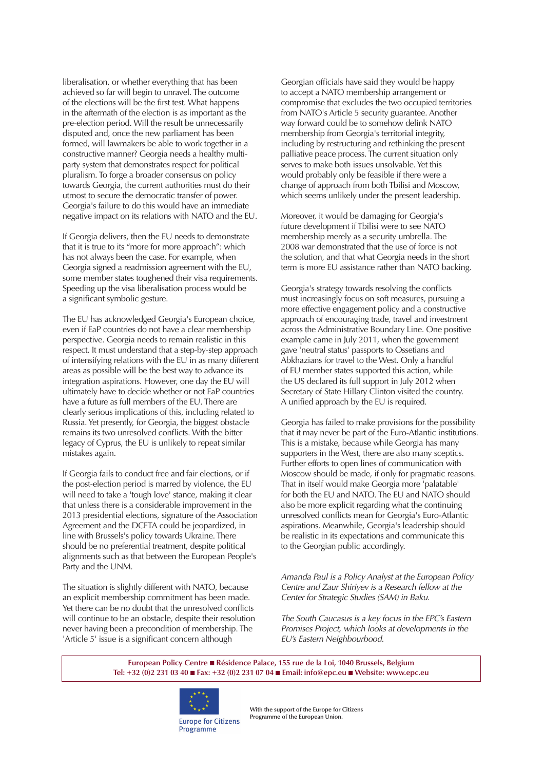liberalisation, or whether everything that has been achieved so far will begin to unravel. The outcome of the elections will be the first test. What happens in the aftermath of the election is as important as the pre-election period. Will the result be unnecessarily disputed and, once the new parliament has been formed, will lawmakers be able to work together in a constructive manner? Georgia needs a healthy multi-party system that demonstrates respect for political pluralism. To forge a broader consensus on policy towards Georgia, the current authorities must do their utmost to secure the democratic transfer of power. Georgia's failure to do this would have an immediate negative impact on its relations with NATO and the EU.

If Georgia delivers, then the EU needs to demonstrate that it is true to its "more for more approach": which has not always been the case. For example, when Georgia signed a readmission agreement with the EU, some member states toughened their visa requirements. Speeding up the visa liberalisation process would be a significant symbolic gesture.

The EU has acknowledged Georgia's European choice, even if EaP countries do not have a clear membership perspective. Georgia needs to remain realistic in this respect. It must understand that a step-by-step approach of intensifying relations with the EU in as many different areas as possible will be the best way to advance its integration aspirations. However, one day the EU will ultimately have to decide whether or not EaP countries have a future as full members of the EU. There are clearly serious implications of this, including related to Russia. Yet presently, for Georgia, the biggest obstacle remains its two unresolved conflicts. With the bitter legacy of Cyprus, the EU is unlikely to repeat similar mistakes again.

If Georgia fails to conduct free and fair elections, or if the post-election period is marred by violence, the EU will need to take a 'tough love' stance, making it clear that unless there is a considerable improvement in the 2013 presidential elections, signature of the Association Agreement and the DCFTA could be jeopardized, in line with Brussels's policy towards Ukraine. There should be no preferential treatment, despite political alignments such as that between the European People's Party and the UNM.

The situation is slightly different with NATO, because an explicit membership commitment has been made. Yet there can be no doubt that the unresolved conflicts will continue to be an obstacle, despite their resolution never having been a precondition of membership. The 'Article 5' issue is a significant concern although Georgian officials have said they would be happy to accept a NATO membership arrangement or compromise that excludes the two occupied territories from NATO's Article 5 security guarantee. Another way forward could be to somehow delink NATO membership from Georgia's territorial integrity, including by restructuring and rethinking the present palliative peace process. The current situation only serves to make both issues unsolvable. Yet this would probably only be feasible if there were a change of approach from both Tbilisi and Moscow, which seems unlikely under the present leadership.

Moreover, it would be damaging for Georgia's future development if Tbilisi were to see NATO membership merely as a security umbrella. The 2008 war demonstrated that the use of force is not the solution, and that what Georgia needs in the short term is more EU assistance rather than NATO backing.

Georgia's strategy towards resolving the conflicts must increasingly focus on soft measures, pursuing a more effective engagement policy and a constructive approach of encouraging trade, travel and investment across the Administrative Boundary Line. One positive example came in July 2011, when the government gave 'neutral status' passports to Ossetians and Abkhazians for travel to the West. Only a handful of EU member states supported this action, while the US declared its full support in July 2012 when Secretary of State Hillary Clinton visited the country. A unified approach by the EU is required.

Georgia has failed to make provisions for the possibility that it may never be part of the Euro-Atlantic institutions. This is a mistake, because while Georgia has many supporters in the West, there are also many sceptics. Further efforts to open lines of communication with Moscow should be made, if only for pragmatic reasons. That in itself would make Georgia more 'palatable' for both the EU and NATO. The EU and NATO should also be more explicit regarding what the continuing unresolved conflicts mean for Georgia's Euro-Atlantic aspirations. Meanwhile, Georgia's leadership should be realistic in its expectations and communicate this to the Georgian public accordingly.

*Amanda Paul is a Policy Analyst at the European Policy Centre and Zaur Shiriyev is a Research fellow at the Center for Strategic Studies (SAM) in Baku.*

*The South Caucasus is a key focus in the EPC's Eastern Promises Project, which looks at developments in the EU's Eastern Neighbourbood.*

**European Policy Centre ■ Résidence Palace, 155 rue de la Loi, 1040 Brussels, Belgium**
**Tel: +32 (0)2 231 03 40 ■ Fax: +32 (0)2 231 07 04 ■ Email: info@epc.eu ■ Website: www.epc.eu**

Europe for Citizens Programme

**With the support of the Europe for Citizens Programme of the European Union.**